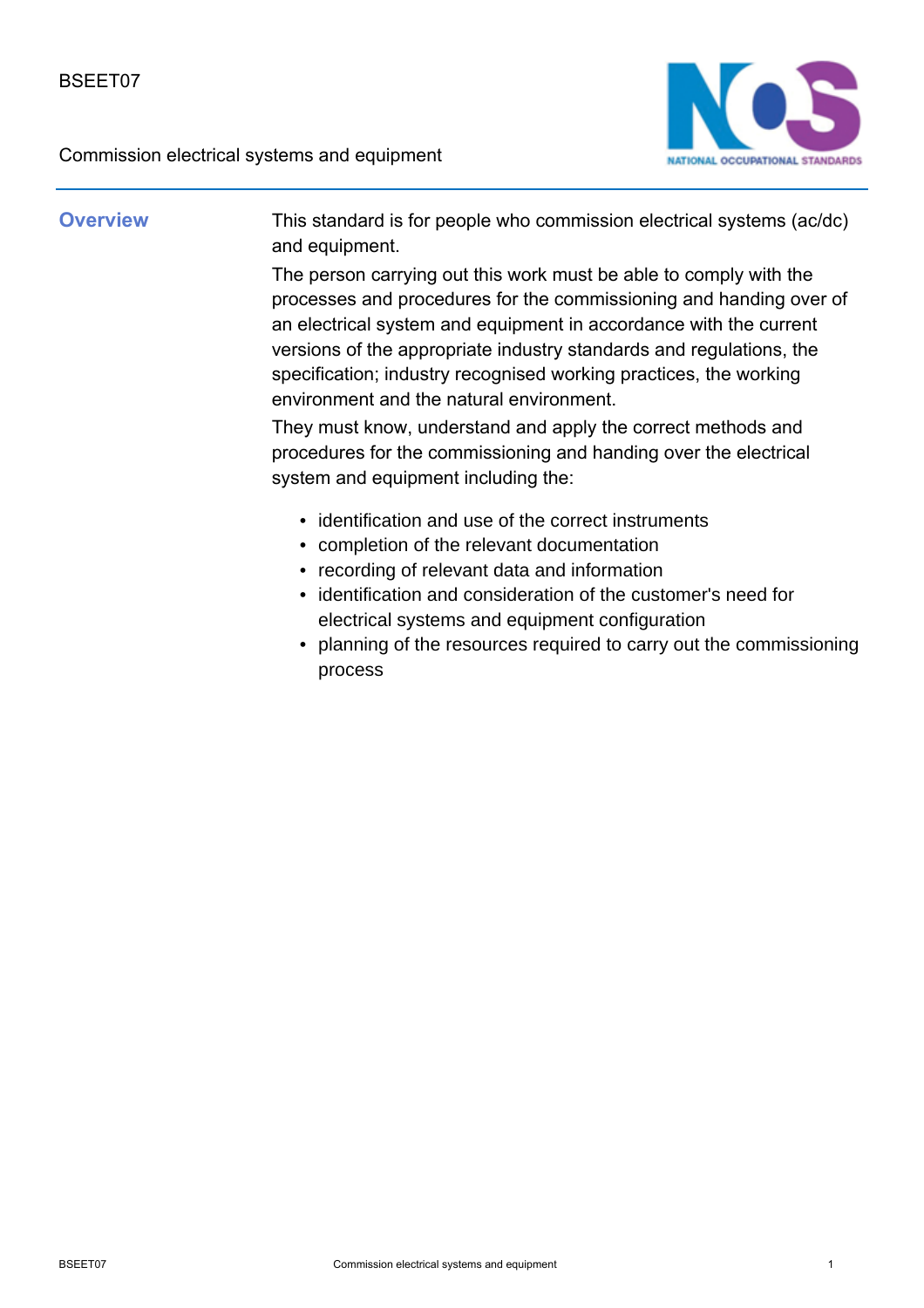BSEET07

Commission electrical systems and equipment

## Overview

This standard is for people who commission electrical systems (ac/dc) and equipment.

The person carrying out this work must be able to comply with the processes and procedures for the commissioning and handing over of an electrical system and equipment in accordance with the current versions of the appropriate industry standards and regulations, the specification; industry recognised working practices, the working environment and the natural environment.

They must know, understand and apply the correct methods and procedures for the commissioning and handing over the electrical system and equipment including the:

- identification and use of the correct instruments
- completion of the relevant documentation
- recording of relevant data and information
- identification and consideration of the customer's need for electrical systems and equipment configuration
- planning of the resources required to carry out the commissioning process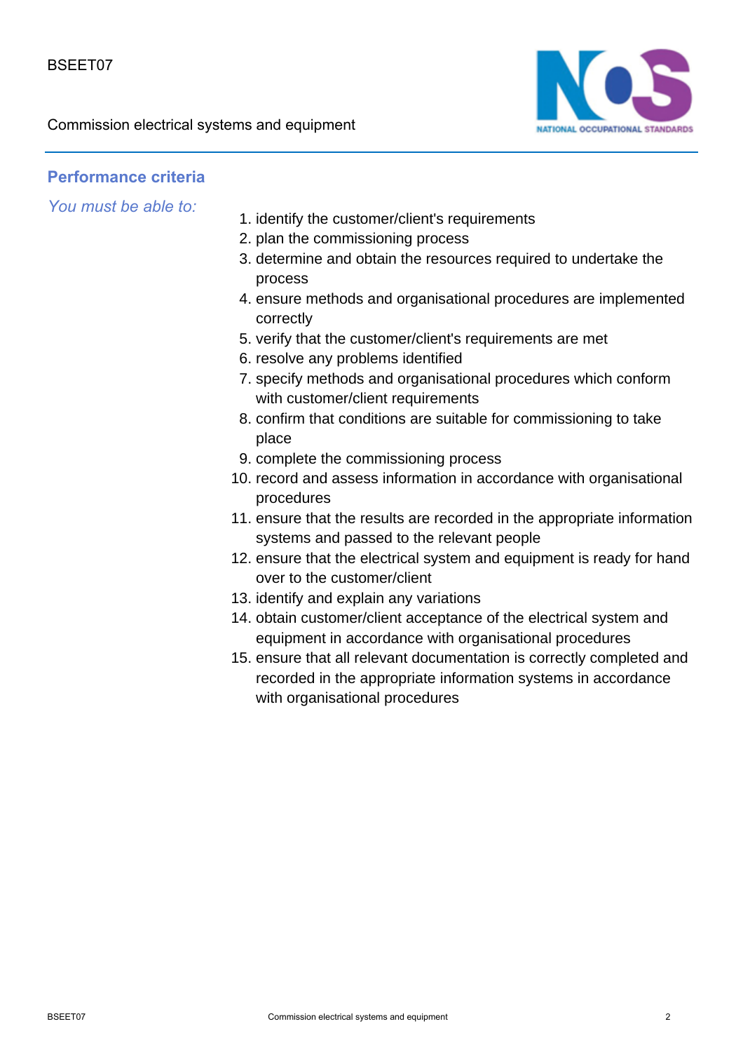## Performance criteria

*You must be able to:*

1. identify the customer/client's requirements
2. plan the commissioning process
3. determine and obtain the resources required to undertake the process
4. ensure methods and organisational procedures are implemented correctly
5. verify that the customer/client's requirements are met
6. resolve any problems identified
7. specify methods and organisational procedures which conform with customer/client requirements
8. confirm that conditions are suitable for commissioning to take place
9. complete the commissioning process
10. record and assess information in accordance with organisational procedures
11. ensure that the results are recorded in the appropriate information systems and passed to the relevant people
12. ensure that the electrical system and equipment is ready for hand over to the customer/client
13. identify and explain any variations
14. obtain customer/client acceptance of the electrical system and equipment in accordance with organisational procedures
15. ensure that all relevant documentation is correctly completed and recorded in the appropriate information systems in accordance with organisational procedures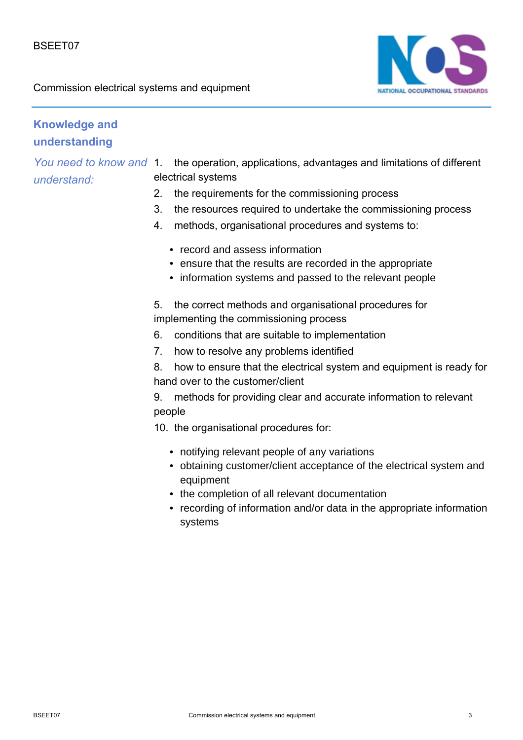## Knowledge and understanding

*You need to know and understand:*

1. the operation, applications, advantages and limitations of different electrical systems
2. the requirements for the commissioning process
3. the resources required to undertake the commissioning process
4. methods, organisational procedures and systems to:
   - record and assess information
   - ensure that the results are recorded in the appropriate
   - information systems and passed to the relevant people
5. the correct methods and organisational procedures for implementing the commissioning process
6. conditions that are suitable to implementation
7. how to resolve any problems identified
8. how to ensure that the electrical system and equipment is ready for hand over to the customer/client
9. methods for providing clear and accurate information to relevant people
10. the organisational procedures for:
    - notifying relevant people of any variations
    - obtaining customer/client acceptance of the electrical system and equipment
    - the completion of all relevant documentation
    - recording of information and/or data in the appropriate information systems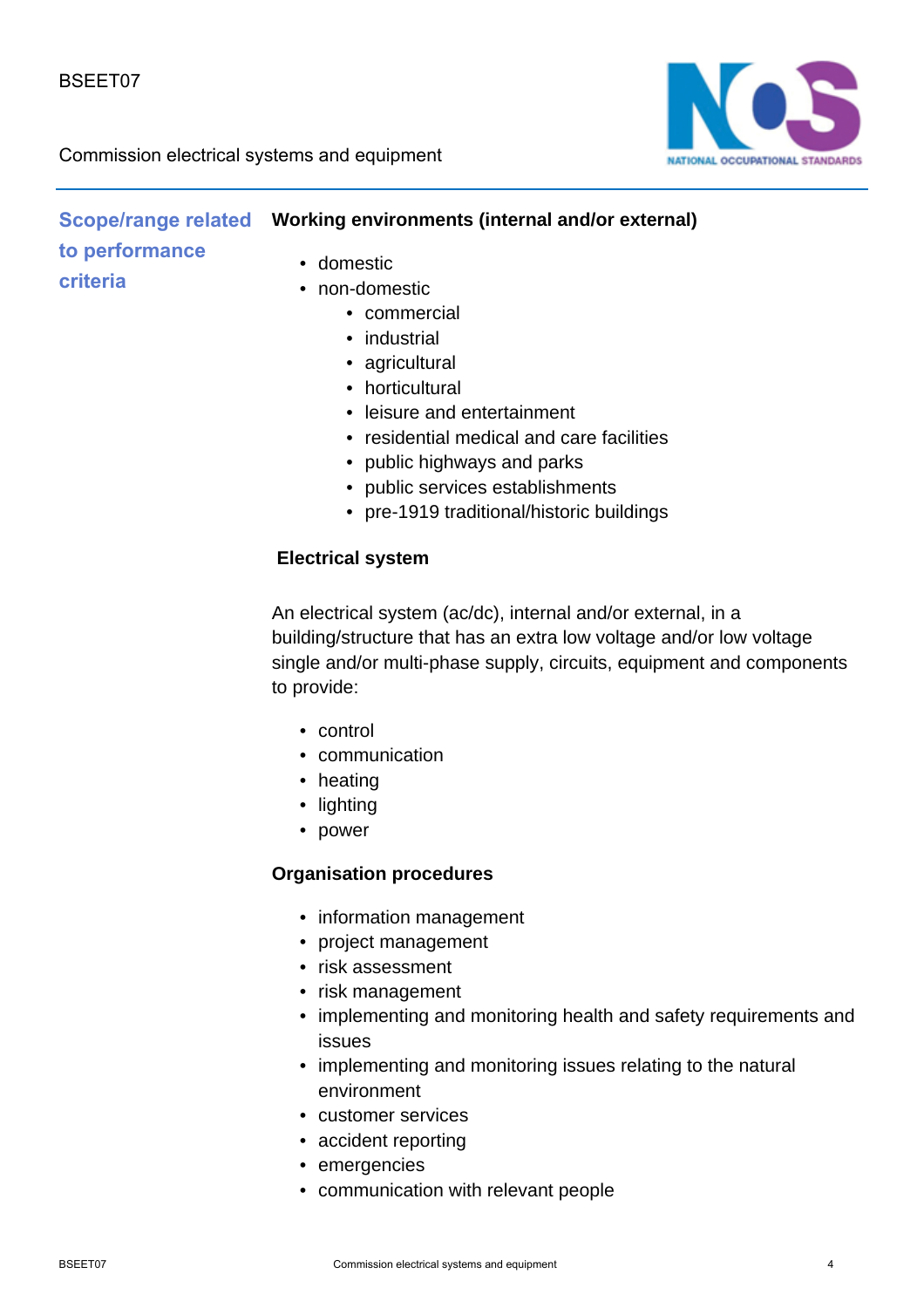## Scope/range related to performance criteria

**Working environments (internal and/or external)**

- domestic
- non-domestic
  - commercial
  - industrial
  - agricultural
  - horticultural
  - leisure and entertainment
  - residential medical and care facilities
  - public highways and parks
  - public services establishments
  - pre-1919 traditional/historic buildings

**Electrical system**

An electrical system (ac/dc), internal and/or external, in a building/structure that has an extra low voltage and/or low voltage single and/or multi-phase supply, circuits, equipment and components to provide:

- control
- communication
- heating
- lighting
- power

**Organisation procedures**

- information management
- project management
- risk assessment
- risk management
- implementing and monitoring health and safety requirements and issues
- implementing and monitoring issues relating to the natural environment
- customer services
- accident reporting
- emergencies
- communication with relevant people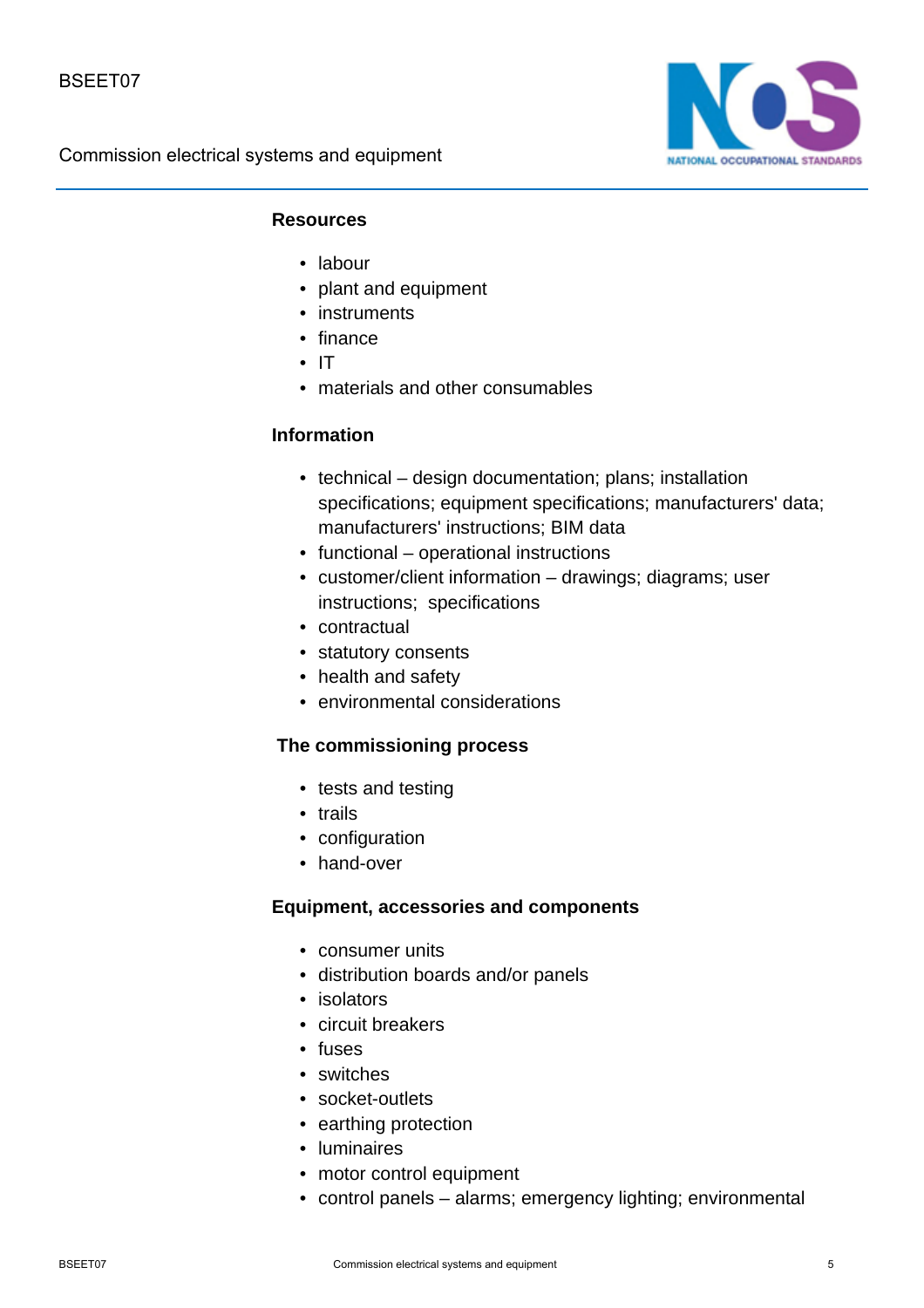### Resources

- labour
- plant and equipment
- instruments
- finance
- IT
- materials and other consumables

### Information

- technical – design documentation; plans; installation specifications; equipment specifications; manufacturers' data; manufacturers' instructions; BIM data
- functional – operational instructions
- customer/client information – drawings; diagrams; user instructions; specifications
- contractual
- statutory consents
- health and safety
- environmental considerations

### The commissioning process

- tests and testing
- trails
- configuration
- hand-over

### Equipment, accessories and components

- consumer units
- distribution boards and/or panels
- isolators
- circuit breakers
- fuses
- switches
- socket-outlets
- earthing protection
- luminaires
- motor control equipment
- control panels – alarms; emergency lighting; environmental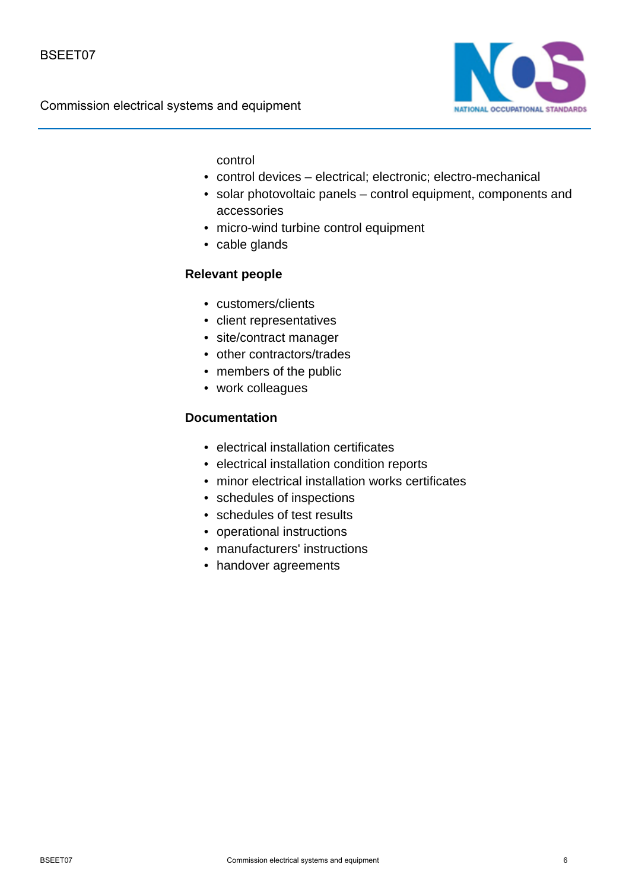control

- control devices – electrical; electronic; electro-mechanical
- solar photovoltaic panels – control equipment, components and accessories
- micro-wind turbine control equipment
- cable glands

**Relevant people**

- customers/clients
- client representatives
- site/contract manager
- other contractors/trades
- members of the public
- work colleagues

**Documentation**

- electrical installation certificates
- electrical installation condition reports
- minor electrical installation works certificates
- schedules of inspections
- schedules of test results
- operational instructions
- manufacturers' instructions
- handover agreements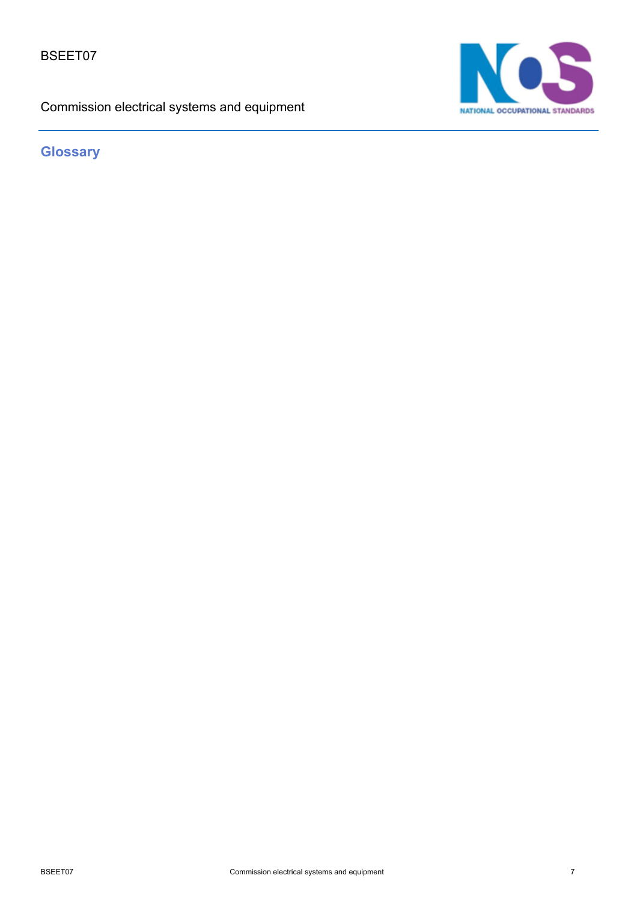## Glossary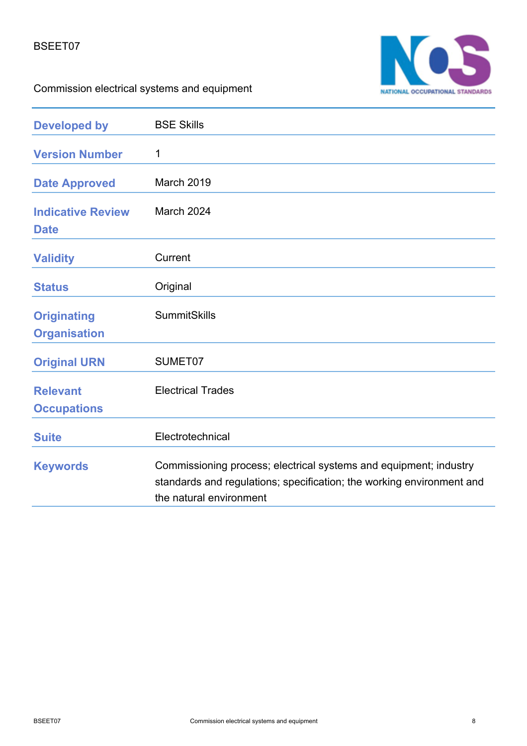BSEET07

Commission electrical systems and equipment

| | |
|---|---|
| **Developed by** | BSE Skills |
| **Version Number** | 1 |
| **Date Approved** | March 2019 |
| **Indicative Review Date** | March 2024 |
| **Validity** | Current |
| **Status** | Original |
| **Originating Organisation** | SummitSkills |
| **Original URN** | SUMET07 |
| **Relevant Occupations** | Electrical Trades |
| **Suite** | Electrotechnical |
| **Keywords** | Commissioning process; electrical systems and equipment; industry standards and regulations; specification; the working environment and the natural environment |